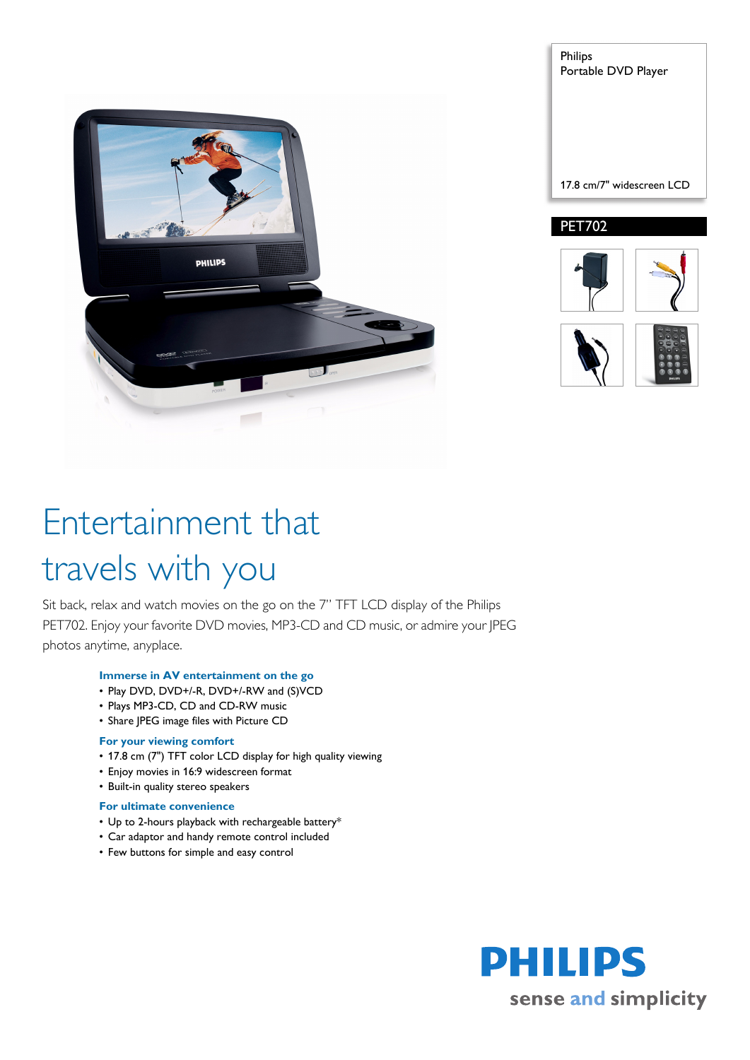Philips
Portable DVD Player

17.8 cm/7" widescreen LCD

PET702

# Entertainment that travels with you

Sit back, relax and watch movies on the go on the 7" TFT LCD display of the Philips PET702. Enjoy your favorite DVD movies, MP3-CD and CD music, or admire your JPEG photos anytime, anyplace.

### Immerse in AV entertainment on the go
- Play DVD, DVD+/-R, DVD+/-RW and (S)VCD
- Plays MP3-CD, CD and CD-RW music
- Share JPEG image files with Picture CD

### For your viewing comfort
- 17.8 cm (7") TFT color LCD display for high quality viewing
- Enjoy movies in 16:9 widescreen format
- Built-in quality stereo speakers

### For ultimate convenience
- Up to 2-hours playback with rechargeable battery*
- Car adaptor and handy remote control included
- Few buttons for simple and easy control

PHILIPS
sense and simplicity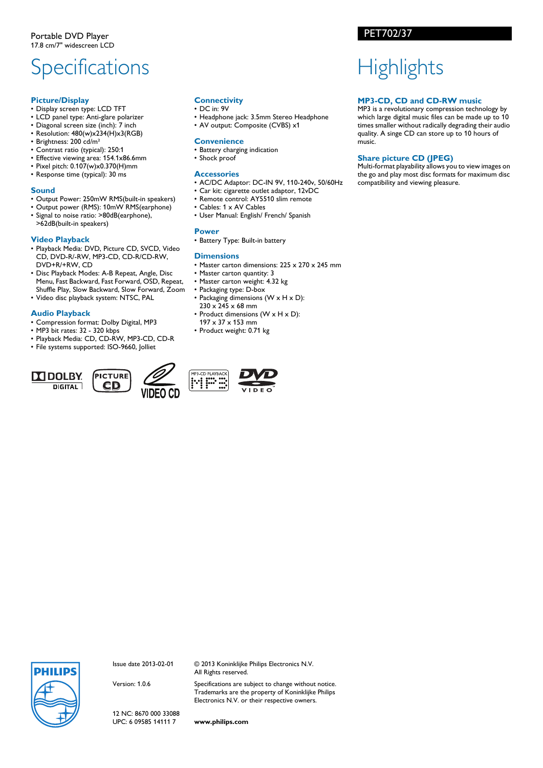Portable DVD Player
17.8 cm/7" widescreen LCD

PET702/37

# Specifications

### Picture/Display
- Display screen type: LCD TFT
- LCD panel type: Anti-glare polarizer
- Diagonal screen size (inch): 7 inch
- Resolution: 480(w)x234(H)x3(RGB)
- Brightness: 200 cd/m²
- Contrast ratio (typical): 250:1
- Effective viewing area: 154.1x86.6mm
- Pixel pitch: 0.107(w)x0.370(H)mm
- Response time (typical): 30 ms

### Sound
- Output Power: 250mW RMS(built-in speakers)
- Output power (RMS): 10mW RMS(earphone)
- Signal to noise ratio: >80dB(earphone), >62dB(built-in speakers)

### Video Playback
- Playback Media: DVD, Picture CD, SVCD, Video CD, DVD-R/-RW, MP3-CD, CD-R/CD-RW, DVD+R/+RW, CD
- Disc Playback Modes: A-B Repeat, Angle, Disc Menu, Fast Backward, Fast Forward, OSD, Repeat, Shuffle Play, Slow Backward, Slow Forward, Zoom
- Video disc playback system: NTSC, PAL

### Audio Playback
- Compression format: Dolby Digital, MP3
- MP3 bit rates: 32 - 320 kbps
- Playback Media: CD, CD-RW, MP3-CD, CD-R
- File systems supported: ISO-9660, Jolliet

### Connectivity
- DC in: 9V
- Headphone jack: 3.5mm Stereo Headphone
- AV output: Composite (CVBS) x1

### Convenience
- Battery charging indication
- Shock proof

### Accessories
- AC/DC Adaptor: DC-IN 9V, 110-240v, 50/60Hz
- Car kit: cigarette outlet adaptor, 12vDC
- Remote control: AY5510 slim remote
- Cables: 1 x AV Cables
- User Manual: English/ French/ Spanish

### Power
- Battery Type: Built-in battery

### Dimensions
- Master carton dimensions: 225 x 270 x 245 mm
- Master carton quantity: 3
- Master carton weight: 4.32 kg
- Packaging type: D-box
- Packaging dimensions (W x H x D): 230 x 245 x 68 mm
- Product dimensions (W x H x D): 197 x 37 x 153 mm
- Product weight: 0.71 kg

# Highlights

### MP3-CD, CD and CD-RW music
MP3 is a revolutionary compression technology by which large digital music files can be made up to 10 times smaller without radically degrading their audio quality. A singe CD can store up to 10 hours of music.

### Share picture CD (JPEG)
Multi-format playability allows you to view images on the go and play most disc formats for maximum disc compatibility and viewing pleasure.

Issue date 2013-02-01

Version: 1.0.6

12 NC: 8670 000 33088
UPC: 6 09585 14111 7

© 2013 Koninklijke Philips Electronics N.V.
All Rights reserved.

Specifications are subject to change without notice. Trademarks are the property of Koninklijke Philips Electronics N.V. or their respective owners.

**www.philips.com**